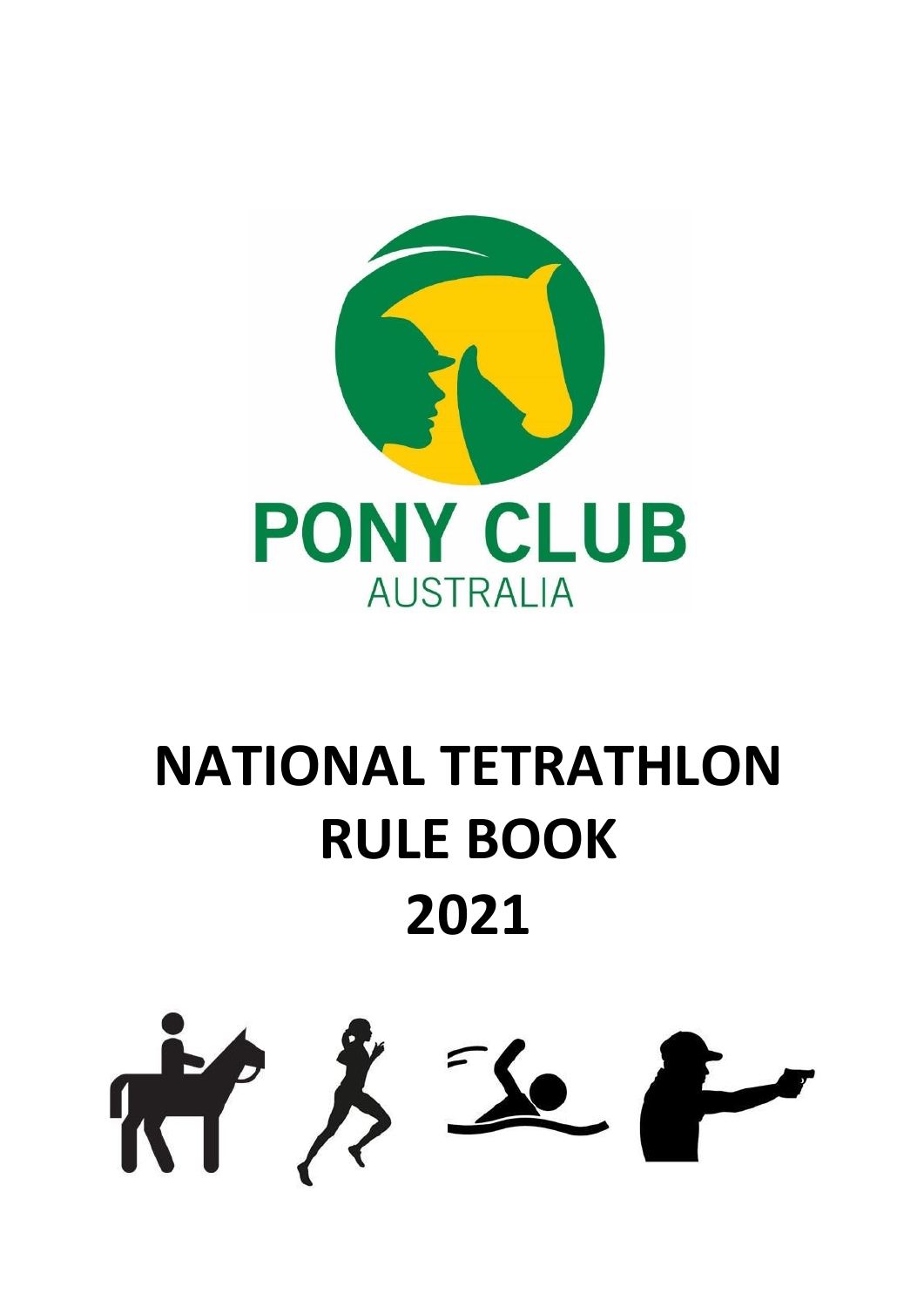PONY CLUB

AUSTRALIA

# NATIONAL TETRATHLON RULE BOOK 2021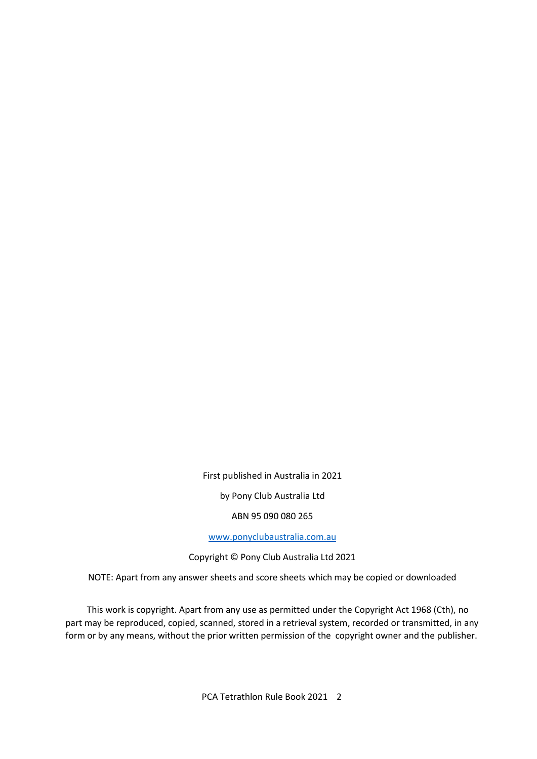First published in Australia in 2021

by Pony Club Australia Ltd

ABN 95 090 080 265

[www.ponyclubaustralia.com.au](http://www.ponyclubaustralia.com.au)

Copyright © Pony Club Australia Ltd 2021

NOTE: Apart from any answer sheets and score sheets which may be copied or downloaded

This work is copyright. Apart from any use as permitted under the Copyright Act 1968 (Cth), no part may be reproduced, copied, scanned, stored in a retrieval system, recorded or transmitted, in any form or by any means, without the prior written permission of the copyright owner and the publisher.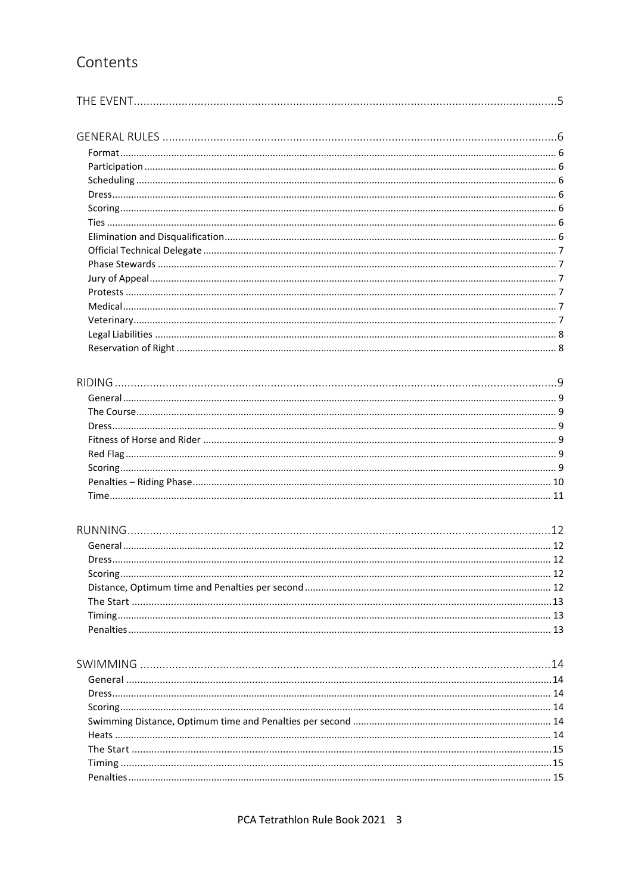# Contents

THE EVENT ..... 5

GENERAL RULES ..... 6
- Format ..... 6
- Participation ..... 6
- Scheduling ..... 6
- Dress ..... 6
- Scoring ..... 6
- Ties ..... 6
- Elimination and Disqualification ..... 6
- Official Technical Delegate ..... 7
- Phase Stewards ..... 7
- Jury of Appeal ..... 7
- Protests ..... 7
- Medical ..... 7
- Veterinary ..... 7
- Legal Liabilities ..... 8
- Reservation of Right ..... 8

RIDING ..... 9
- General ..... 9
- The Course ..... 9
- Dress ..... 9
- Fitness of Horse and Rider ..... 9
- Red Flag ..... 9
- Scoring ..... 9
- Penalties – Riding Phase ..... 10
- Time ..... 11

RUNNING ..... 12
- General ..... 12
- Dress ..... 12
- Scoring ..... 12
- Distance, Optimum time and Penalties per second ..... 12
- The Start ..... 13
- Timing ..... 13
- Penalties ..... 13

SWIMMING ..... 14
- General ..... 14
- Dress ..... 14
- Scoring ..... 14
- Swimming Distance, Optimum time and Penalties per second ..... 14
- Heats ..... 14
- The Start ..... 15
- Timing ..... 15
- Penalties ..... 15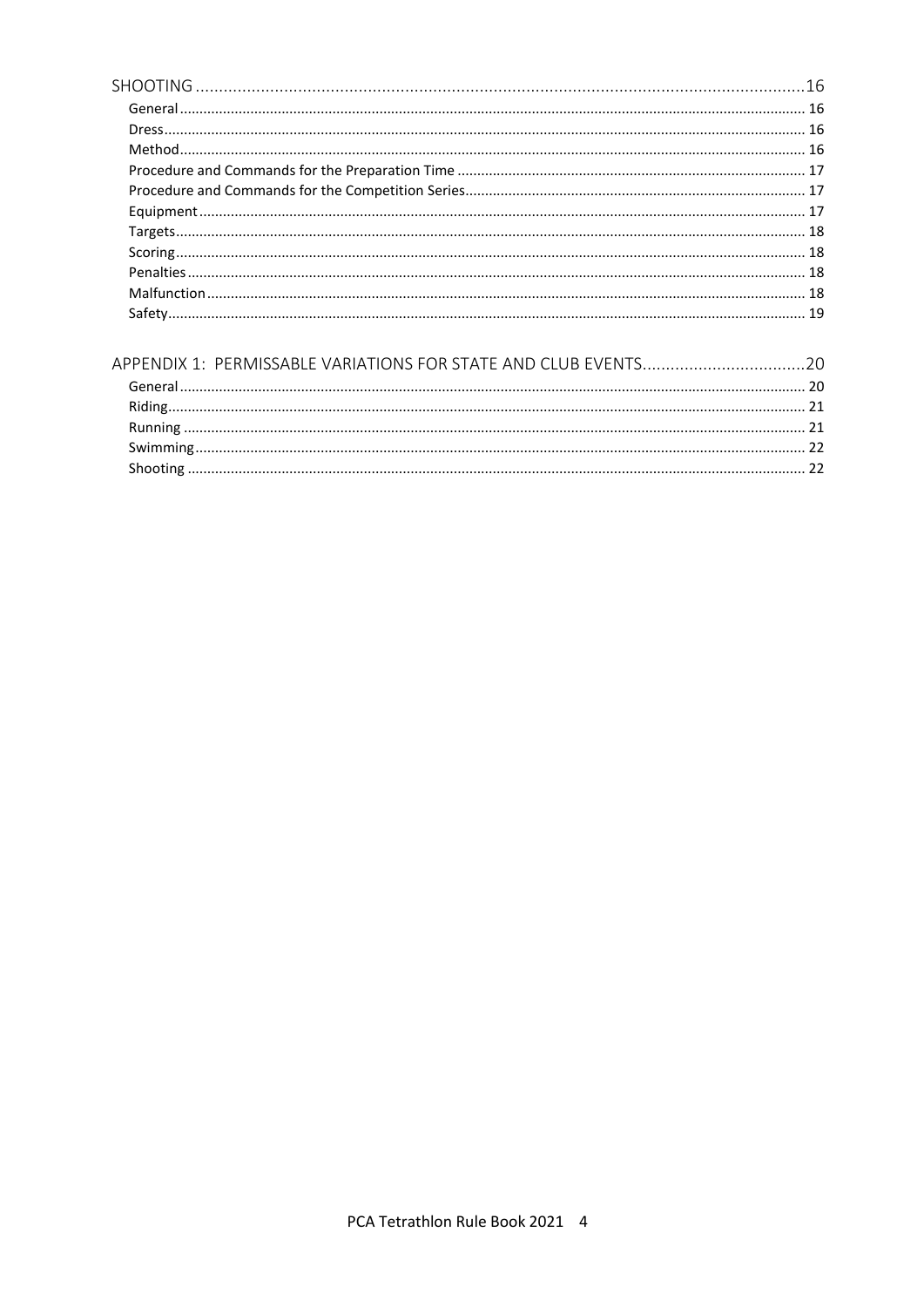SHOOTING ..................................................................................................................................16

- General ............................................................................................................................................. 16
- Dress................................................................................................................................................. 16
- Method............................................................................................................................................. 16
- Procedure and Commands for the Preparation Time ....................................................................... 17
- Procedure and Commands for the Competition Series..................................................................... 17
- Equipment ........................................................................................................................................ 17
- Targets.............................................................................................................................................. 18
- Scoring.............................................................................................................................................. 18
- Penalties ........................................................................................................................................... 18
- Malfunction ...................................................................................................................................... 18
- Safety................................................................................................................................................ 19

APPENDIX 1: PERMISSABLE VARIATIONS FOR STATE AND CLUB EVENTS...................................20

- General ............................................................................................................................................. 20
- Riding................................................................................................................................................ 21
- Running ............................................................................................................................................ 21
- Swimming......................................................................................................................................... 22
- Shooting ........................................................................................................................................... 22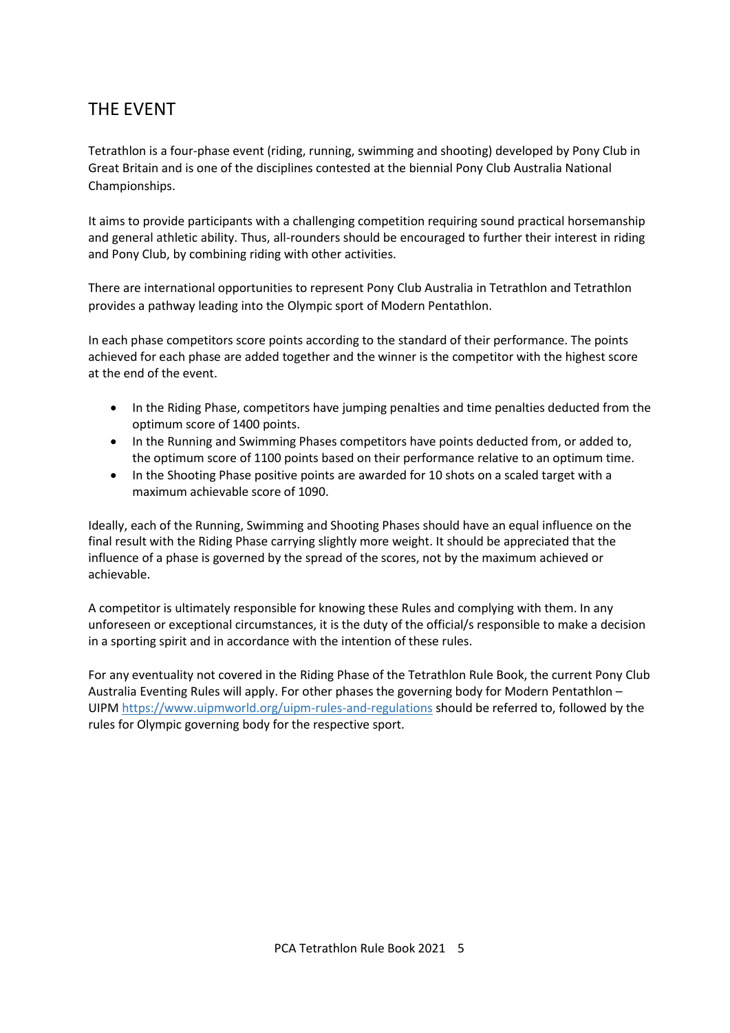# THE EVENT

Tetrathlon is a four-phase event (riding, running, swimming and shooting) developed by Pony Club in Great Britain and is one of the disciplines contested at the biennial Pony Club Australia National Championships.

It aims to provide participants with a challenging competition requiring sound practical horsemanship and general athletic ability. Thus, all-rounders should be encouraged to further their interest in riding and Pony Club, by combining riding with other activities.

There are international opportunities to represent Pony Club Australia in Tetrathlon and Tetrathlon provides a pathway leading into the Olympic sport of Modern Pentathlon.

In each phase competitors score points according to the standard of their performance. The points achieved for each phase are added together and the winner is the competitor with the highest score at the end of the event.

- In the Riding Phase, competitors have jumping penalties and time penalties deducted from the optimum score of 1400 points.
- In the Running and Swimming Phases competitors have points deducted from, or added to, the optimum score of 1100 points based on their performance relative to an optimum time.
- In the Shooting Phase positive points are awarded for 10 shots on a scaled target with a maximum achievable score of 1090.

Ideally, each of the Running, Swimming and Shooting Phases should have an equal influence on the final result with the Riding Phase carrying slightly more weight. It should be appreciated that the influence of a phase is governed by the spread of the scores, not by the maximum achieved or achievable.

A competitor is ultimately responsible for knowing these Rules and complying with them. In any unforeseen or exceptional circumstances, it is the duty of the official/s responsible to make a decision in a sporting spirit and in accordance with the intention of these rules.

For any eventuality not covered in the Riding Phase of the Tetrathlon Rule Book, the current Pony Club Australia Eventing Rules will apply. For other phases the governing body for Modern Pentathlon – UIPM https://www.uipmworld.org/uipm-rules-and-regulations should be referred to, followed by the rules for Olympic governing body for the respective sport.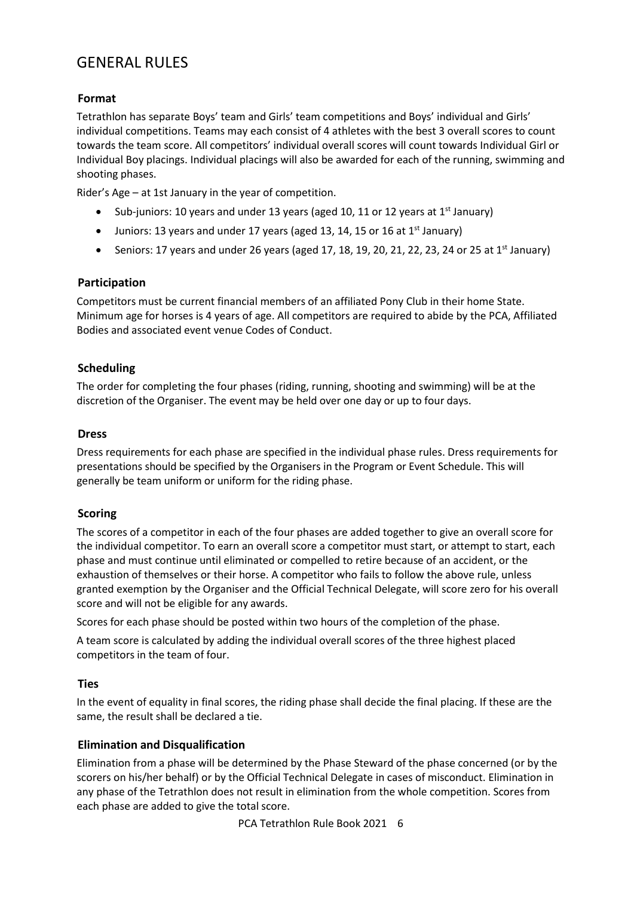# GENERAL RULES

### Format

Tetrathlon has separate Boys' team and Girls' team competitions and Boys' individual and Girls' individual competitions. Teams may each consist of 4 athletes with the best 3 overall scores to count towards the team score. All competitors' individual overall scores will count towards Individual Girl or Individual Boy placings. Individual placings will also be awarded for each of the running, swimming and shooting phases.

Rider's Age – at 1st January in the year of competition.

- Sub-juniors: 10 years and under 13 years (aged 10, 11 or 12 years at 1st January)
- Juniors: 13 years and under 17 years (aged 13, 14, 15 or 16 at 1st January)
- Seniors: 17 years and under 26 years (aged 17, 18, 19, 20, 21, 22, 23, 24 or 25 at 1st January)

### Participation

Competitors must be current financial members of an affiliated Pony Club in their home State. Minimum age for horses is 4 years of age. All competitors are required to abide by the PCA, Affiliated Bodies and associated event venue Codes of Conduct.

### Scheduling

The order for completing the four phases (riding, running, shooting and swimming) will be at the discretion of the Organiser. The event may be held over one day or up to four days.

### Dress

Dress requirements for each phase are specified in the individual phase rules. Dress requirements for presentations should be specified by the Organisers in the Program or Event Schedule. This will generally be team uniform or uniform for the riding phase.

### Scoring

The scores of a competitor in each of the four phases are added together to give an overall score for the individual competitor. To earn an overall score a competitor must start, or attempt to start, each phase and must continue until eliminated or compelled to retire because of an accident, or the exhaustion of themselves or their horse. A competitor who fails to follow the above rule, unless granted exemption by the Organiser and the Official Technical Delegate, will score zero for his overall score and will not be eligible for any awards.

Scores for each phase should be posted within two hours of the completion of the phase.

A team score is calculated by adding the individual overall scores of the three highest placed competitors in the team of four.

### Ties

In the event of equality in final scores, the riding phase shall decide the final placing. If these are the same, the result shall be declared a tie.

### Elimination and Disqualification

Elimination from a phase will be determined by the Phase Steward of the phase concerned (or by the scorers on his/her behalf) or by the Official Technical Delegate in cases of misconduct. Elimination in any phase of the Tetrathlon does not result in elimination from the whole competition. Scores from each phase are added to give the total score.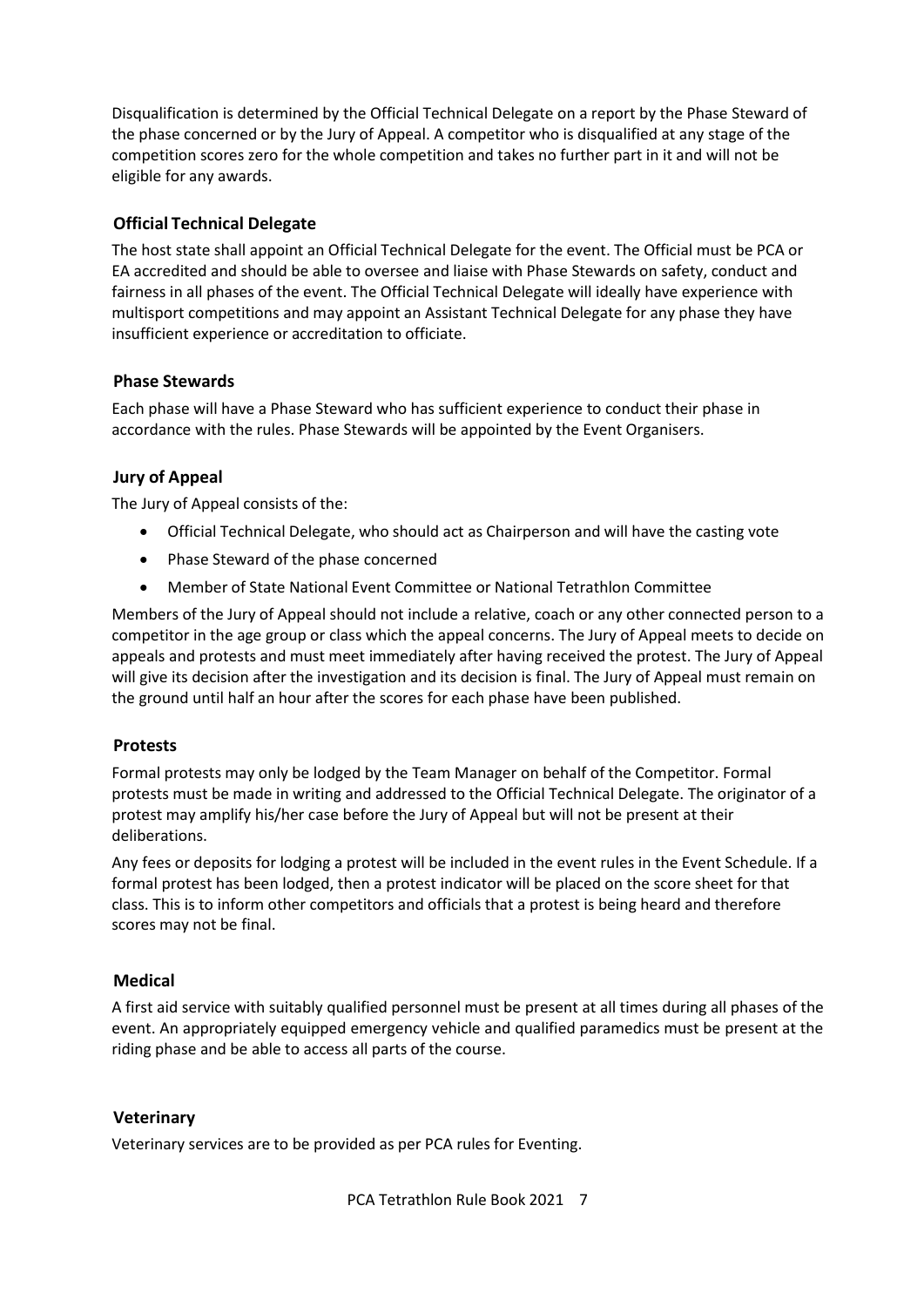Disqualification is determined by the Official Technical Delegate on a report by the Phase Steward of the phase concerned or by the Jury of Appeal. A competitor who is disqualified at any stage of the competition scores zero for the whole competition and takes no further part in it and will not be eligible for any awards.

### Official Technical Delegate

The host state shall appoint an Official Technical Delegate for the event. The Official must be PCA or EA accredited and should be able to oversee and liaise with Phase Stewards on safety, conduct and fairness in all phases of the event. The Official Technical Delegate will ideally have experience with multisport competitions and may appoint an Assistant Technical Delegate for any phase they have insufficient experience or accreditation to officiate.

### Phase Stewards

Each phase will have a Phase Steward who has sufficient experience to conduct their phase in accordance with the rules. Phase Stewards will be appointed by the Event Organisers.

### Jury of Appeal

The Jury of Appeal consists of the:

- Official Technical Delegate, who should act as Chairperson and will have the casting vote
- Phase Steward of the phase concerned
- Member of State National Event Committee or National Tetrathlon Committee

Members of the Jury of Appeal should not include a relative, coach or any other connected person to a competitor in the age group or class which the appeal concerns. The Jury of Appeal meets to decide on appeals and protests and must meet immediately after having received the protest. The Jury of Appeal will give its decision after the investigation and its decision is final. The Jury of Appeal must remain on the ground until half an hour after the scores for each phase have been published.

### Protests

Formal protests may only be lodged by the Team Manager on behalf of the Competitor. Formal protests must be made in writing and addressed to the Official Technical Delegate. The originator of a protest may amplify his/her case before the Jury of Appeal but will not be present at their deliberations.

Any fees or deposits for lodging a protest will be included in the event rules in the Event Schedule. If a formal protest has been lodged, then a protest indicator will be placed on the score sheet for that class. This is to inform other competitors and officials that a protest is being heard and therefore scores may not be final.

### Medical

A first aid service with suitably qualified personnel must be present at all times during all phases of the event. An appropriately equipped emergency vehicle and qualified paramedics must be present at the riding phase and be able to access all parts of the course.

### Veterinary

Veterinary services are to be provided as per PCA rules for Eventing.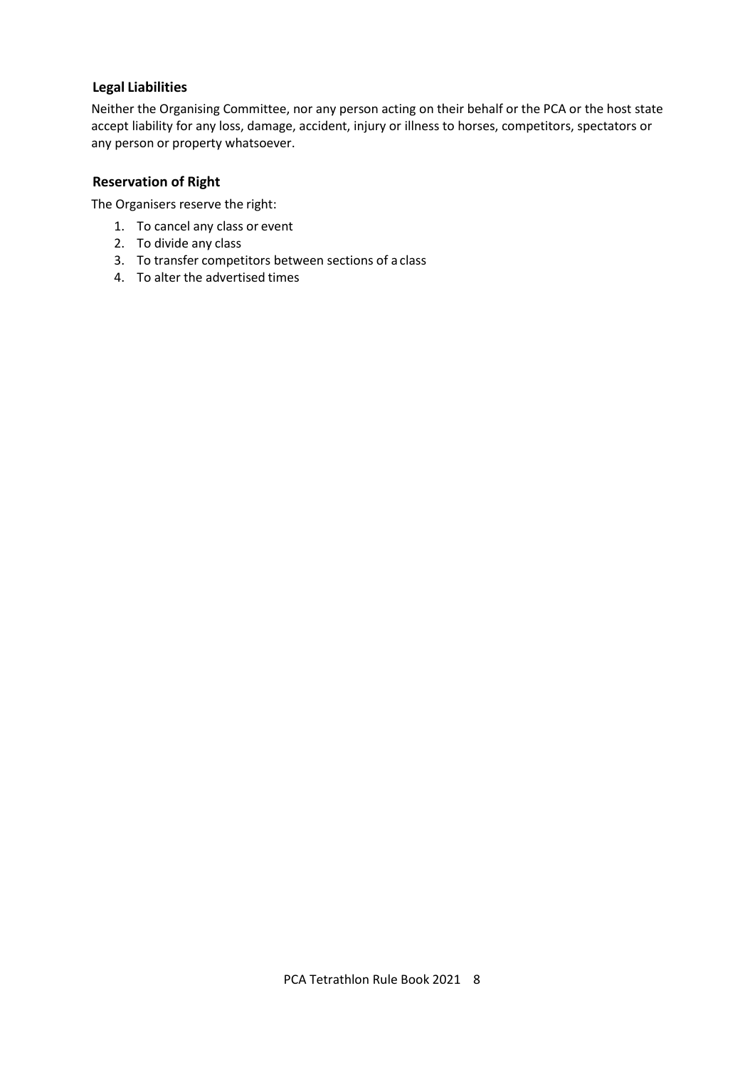### Legal Liabilities

Neither the Organising Committee, nor any person acting on their behalf or the PCA or the host state accept liability for any loss, damage, accident, injury or illness to horses, competitors, spectators or any person or property whatsoever.

### Reservation of Right

The Organisers reserve the right:

1. To cancel any class or event
2. To divide any class
3. To transfer competitors between sections of a class
4. To alter the advertised times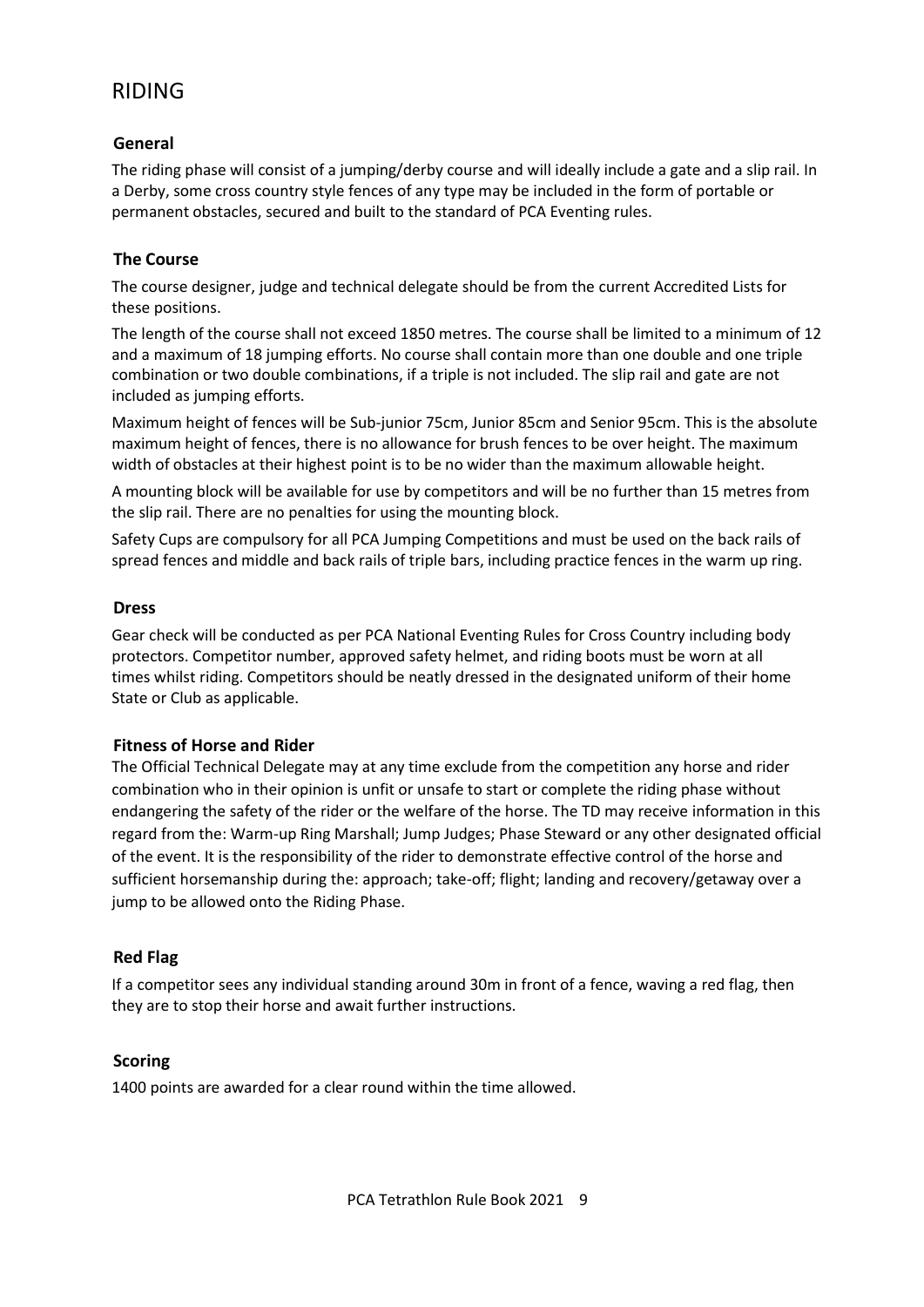# RIDING

## General

The riding phase will consist of a jumping/derby course and will ideally include a gate and a slip rail. In a Derby, some cross country style fences of any type may be included in the form of portable or permanent obstacles, secured and built to the standard of PCA Eventing rules.

## The Course

The course designer, judge and technical delegate should be from the current Accredited Lists for these positions.

The length of the course shall not exceed 1850 metres. The course shall be limited to a minimum of 12 and a maximum of 18 jumping efforts. No course shall contain more than one double and one triple combination or two double combinations, if a triple is not included. The slip rail and gate are not included as jumping efforts.

Maximum height of fences will be Sub-junior 75cm, Junior 85cm and Senior 95cm. This is the absolute maximum height of fences, there is no allowance for brush fences to be over height. The maximum width of obstacles at their highest point is to be no wider than the maximum allowable height.

A mounting block will be available for use by competitors and will be no further than 15 metres from the slip rail. There are no penalties for using the mounting block.

Safety Cups are compulsory for all PCA Jumping Competitions and must be used on the back rails of spread fences and middle and back rails of triple bars, including practice fences in the warm up ring.

## Dress

Gear check will be conducted as per PCA National Eventing Rules for Cross Country including body protectors. Competitor number, approved safety helmet, and riding boots must be worn at all times whilst riding. Competitors should be neatly dressed in the designated uniform of their home State or Club as applicable.

## Fitness of Horse and Rider

The Official Technical Delegate may at any time exclude from the competition any horse and rider combination who in their opinion is unfit or unsafe to start or complete the riding phase without endangering the safety of the rider or the welfare of the horse. The TD may receive information in this regard from the: Warm-up Ring Marshall; Jump Judges; Phase Steward or any other designated official of the event. It is the responsibility of the rider to demonstrate effective control of the horse and sufficient horsemanship during the: approach; take-off; flight; landing and recovery/getaway over a jump to be allowed onto the Riding Phase.

## Red Flag

If a competitor sees any individual standing around 30m in front of a fence, waving a red flag, then they are to stop their horse and await further instructions.

## Scoring

1400 points are awarded for a clear round within the time allowed.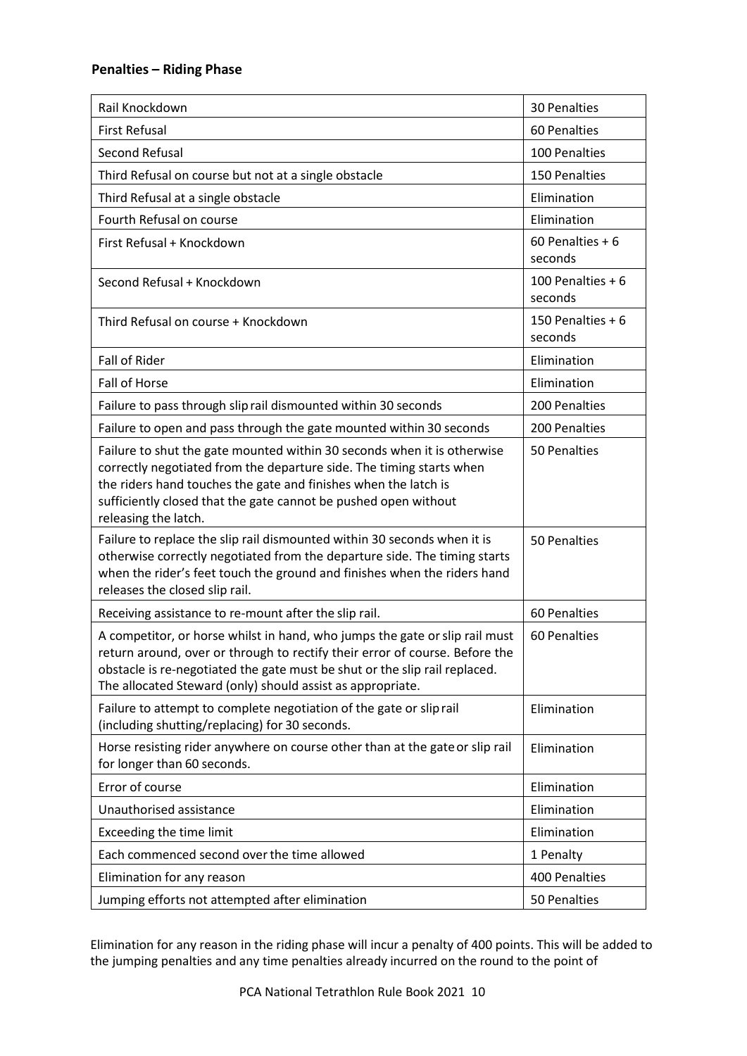**Penalties – Riding Phase**

| Rail Knockdown | 30 Penalties |
|---|---|
| First Refusal | 60 Penalties |
| Second Refusal | 100 Penalties |
| Third Refusal on course but not at a single obstacle | 150 Penalties |
| Third Refusal at a single obstacle | Elimination |
| Fourth Refusal on course | Elimination |
| First Refusal + Knockdown | 60 Penalties + 6 seconds |
| Second Refusal + Knockdown | 100 Penalties + 6 seconds |
| Third Refusal on course + Knockdown | 150 Penalties + 6 seconds |
| Fall of Rider | Elimination |
| Fall of Horse | Elimination |
| Failure to pass through slip rail dismounted within 30 seconds | 200 Penalties |
| Failure to open and pass through the gate mounted within 30 seconds | 200 Penalties |
| Failure to shut the gate mounted within 30 seconds when it is otherwise correctly negotiated from the departure side. The timing starts when the riders hand touches the gate and finishes when the latch is sufficiently closed that the gate cannot be pushed open without releasing the latch. | 50 Penalties |
| Failure to replace the slip rail dismounted within 30 seconds when it is otherwise correctly negotiated from the departure side. The timing starts when the rider's feet touch the ground and finishes when the riders hand releases the closed slip rail. | 50 Penalties |
| Receiving assistance to re-mount after the slip rail. | 60 Penalties |
| A competitor, or horse whilst in hand, who jumps the gate or slip rail must return around, over or through to rectify their error of course. Before the obstacle is re-negotiated the gate must be shut or the slip rail replaced. The allocated Steward (only) should assist as appropriate. | 60 Penalties |
| Failure to attempt to complete negotiation of the gate or slip rail (including shutting/replacing) for 30 seconds. | Elimination |
| Horse resisting rider anywhere on course other than at the gate or slip rail for longer than 60 seconds. | Elimination |
| Error of course | Elimination |
| Unauthorised assistance | Elimination |
| Exceeding the time limit | Elimination |
| Each commenced second over the time allowed | 1 Penalty |
| Elimination for any reason | 400 Penalties |
| Jumping efforts not attempted after elimination | 50 Penalties |

Elimination for any reason in the riding phase will incur a penalty of 400 points. This will be added to the jumping penalties and any time penalties already incurred on the round to the point of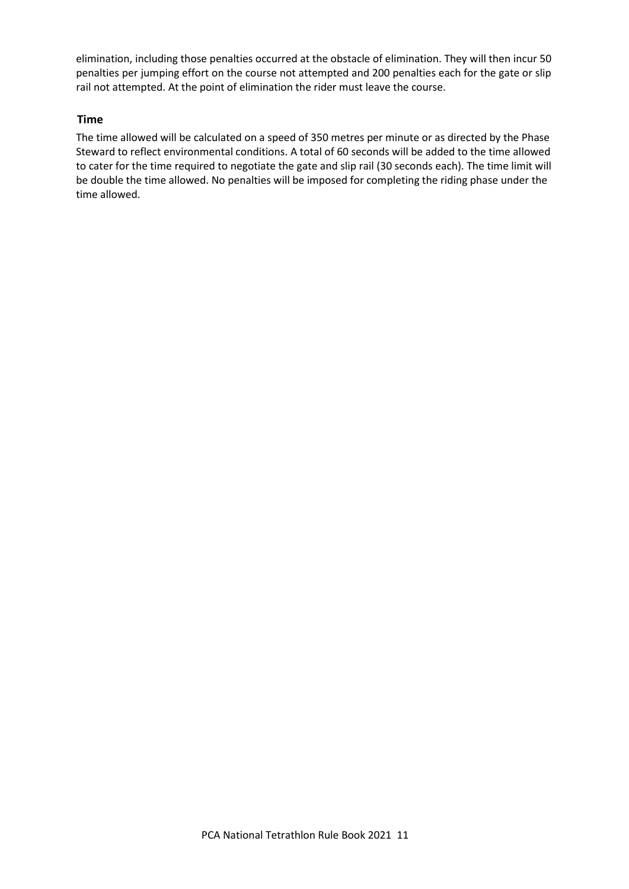elimination, including those penalties occurred at the obstacle of elimination. They will then incur 50 penalties per jumping effort on the course not attempted and 200 penalties each for the gate or slip rail not attempted. At the point of elimination the rider must leave the course.

### Time

The time allowed will be calculated on a speed of 350 metres per minute or as directed by the Phase Steward to reflect environmental conditions. A total of 60 seconds will be added to the time allowed to cater for the time required to negotiate the gate and slip rail (30 seconds each). The time limit will be double the time allowed. No penalties will be imposed for completing the riding phase under the time allowed.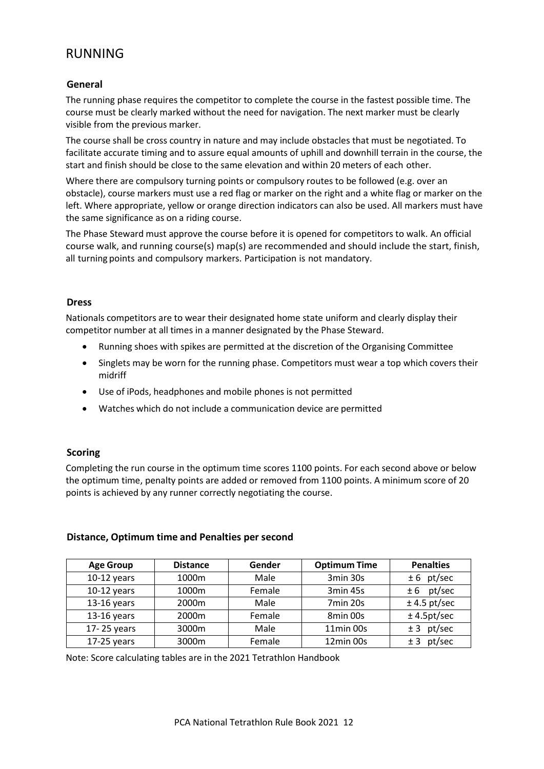# RUNNING

## General

The running phase requires the competitor to complete the course in the fastest possible time. The course must be clearly marked without the need for navigation. The next marker must be clearly visible from the previous marker.

The course shall be cross country in nature and may include obstacles that must be negotiated. To facilitate accurate timing and to assure equal amounts of uphill and downhill terrain in the course, the start and finish should be close to the same elevation and within 20 meters of each other.

Where there are compulsory turning points or compulsory routes to be followed (e.g. over an obstacle), course markers must use a red flag or marker on the right and a white flag or marker on the left. Where appropriate, yellow or orange direction indicators can also be used. All markers must have the same significance as on a riding course.

The Phase Steward must approve the course before it is opened for competitors to walk. An official course walk, and running course(s) map(s) are recommended and should include the start, finish, all turning points and compulsory markers. Participation is not mandatory.

## Dress

Nationals competitors are to wear their designated home state uniform and clearly display their competitor number at all times in a manner designated by the Phase Steward.

- Running shoes with spikes are permitted at the discretion of the Organising Committee
- Singlets may be worn for the running phase. Competitors must wear a top which covers their midriff
- Use of iPods, headphones and mobile phones is not permitted
- Watches which do not include a communication device are permitted

## Scoring

Completing the run course in the optimum time scores 1100 points. For each second above or below the optimum time, penalty points are added or removed from 1100 points. A minimum score of 20 points is achieved by any runner correctly negotiating the course.

## Distance, Optimum time and Penalties per second

| Age Group | Distance | Gender | Optimum Time | Penalties |
|---|---|---|---|---|
| 10-12 years | 1000m | Male | 3min 30s | ± 6 pt/sec |
| 10-12 years | 1000m | Female | 3min 45s | ± 6 pt/sec |
| 13-16 years | 2000m | Male | 7min 20s | ± 4.5 pt/sec |
| 13-16 years | 2000m | Female | 8min 00s | ± 4.5pt/sec |
| 17- 25 years | 3000m | Male | 11min 00s | ± 3 pt/sec |
| 17-25 years | 3000m | Female | 12min 00s | ± 3 pt/sec |

Note: Score calculating tables are in the 2021 Tetrathlon Handbook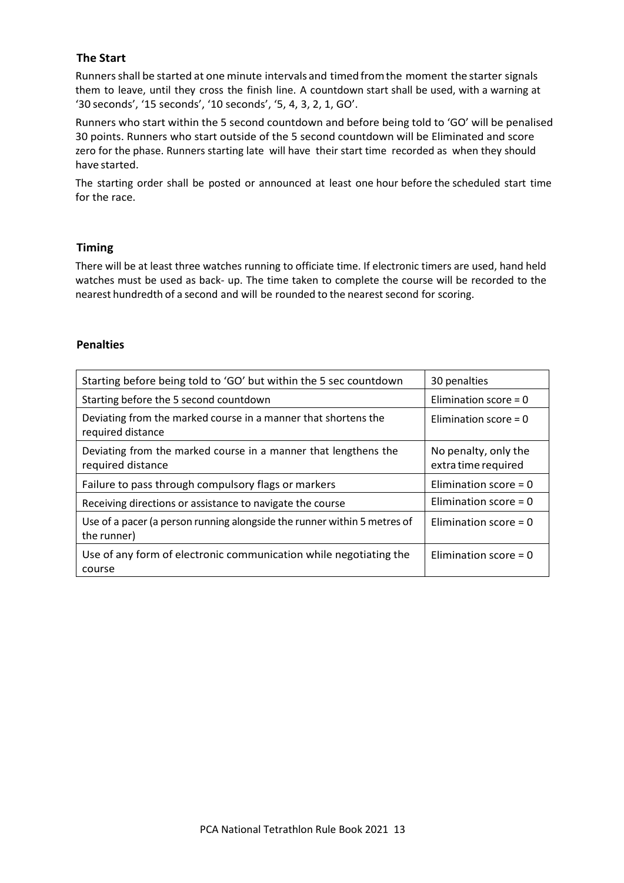## The Start

Runners shall be started at one minute intervals and timed from the moment the starter signals them to leave, until they cross the finish line. A countdown start shall be used, with a warning at '30 seconds', '15 seconds', '10 seconds', '5, 4, 3, 2, 1, GO'.

Runners who start within the 5 second countdown and before being told to 'GO' will be penalised 30 points. Runners who start outside of the 5 second countdown will be Eliminated and score zero for the phase. Runners starting late will have their start time recorded as when they should have started.

The starting order shall be posted or announced at least one hour before the scheduled start time for the race.

## Timing

There will be at least three watches running to officiate time. If electronic timers are used, hand held watches must be used as back- up. The time taken to complete the course will be recorded to the nearest hundredth of a second and will be rounded to the nearest second for scoring.

## Penalties

| | |
|---|---|
| Starting before being told to 'GO' but within the 5 sec countdown | 30 penalties |
| Starting before the 5 second countdown | Elimination score = 0 |
| Deviating from the marked course in a manner that shortens the required distance | Elimination score = 0 |
| Deviating from the marked course in a manner that lengthens the required distance | No penalty, only the extra time required |
| Failure to pass through compulsory flags or markers | Elimination score = 0 |
| Receiving directions or assistance to navigate the course | Elimination score = 0 |
| Use of a pacer (a person running alongside the runner within 5 metres of the runner) | Elimination score = 0 |
| Use of any form of electronic communication while negotiating the course | Elimination score = 0 |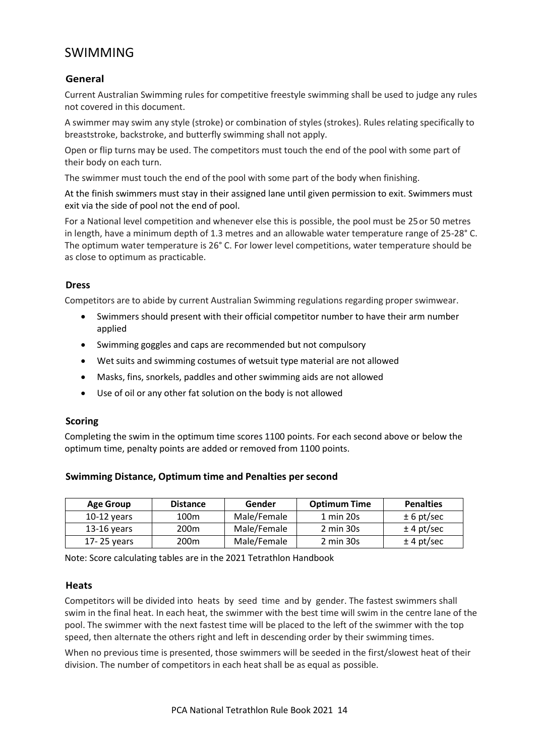# SWIMMING

## General

Current Australian Swimming rules for competitive freestyle swimming shall be used to judge any rules not covered in this document.

A swimmer may swim any style (stroke) or combination of styles (strokes). Rules relating specifically to breaststroke, backstroke, and butterfly swimming shall not apply.

Open or flip turns may be used. The competitors must touch the end of the pool with some part of their body on each turn.

The swimmer must touch the end of the pool with some part of the body when finishing.

At the finish swimmers must stay in their assigned lane until given permission to exit. Swimmers must exit via the side of pool not the end of pool.

For a National level competition and whenever else this is possible, the pool must be 25 or 50 metres in length, have a minimum depth of 1.3 metres and an allowable water temperature range of 25-28° C. The optimum water temperature is 26° C. For lower level competitions, water temperature should be as close to optimum as practicable.

## Dress

Competitors are to abide by current Australian Swimming regulations regarding proper swimwear.

- Swimmers should present with their official competitor number to have their arm number applied
- Swimming goggles and caps are recommended but not compulsory
- Wet suits and swimming costumes of wetsuit type material are not allowed
- Masks, fins, snorkels, paddles and other swimming aids are not allowed
- Use of oil or any other fat solution on the body is not allowed

## Scoring

Completing the swim in the optimum time scores 1100 points. For each second above or below the optimum time, penalty points are added or removed from 1100 points.

### Swimming Distance, Optimum time and Penalties per second

| Age Group | Distance | Gender | Optimum Time | Penalties |
|---|---|---|---|---|
| 10-12 years | 100m | Male/Female | 1 min 20s | ± 6 pt/sec |
| 13-16 years | 200m | Male/Female | 2 min 30s | ± 4 pt/sec |
| 17- 25 years | 200m | Male/Female | 2 min 30s | ± 4 pt/sec |

Note: Score calculating tables are in the 2021 Tetrathlon Handbook

## Heats

Competitors will be divided into heats by seed time and by gender. The fastest swimmers shall swim in the final heat. In each heat, the swimmer with the best time will swim in the centre lane of the pool. The swimmer with the next fastest time will be placed to the left of the swimmer with the top speed, then alternate the others right and left in descending order by their swimming times.

When no previous time is presented, those swimmers will be seeded in the first/slowest heat of their division. The number of competitors in each heat shall be as equal as possible.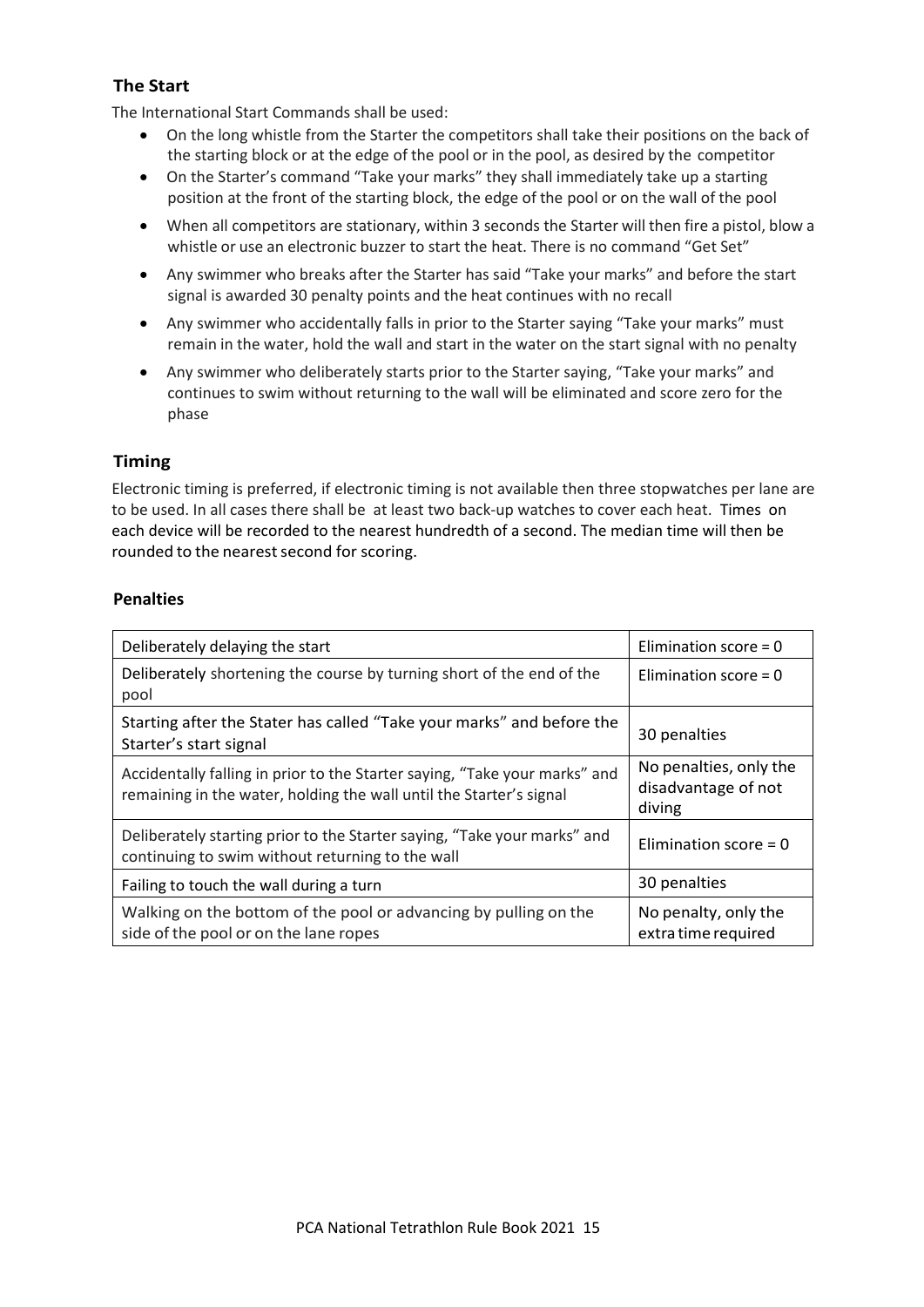## The Start

The International Start Commands shall be used:

- On the long whistle from the Starter the competitors shall take their positions on the back of the starting block or at the edge of the pool or in the pool, as desired by the competitor
- On the Starter's command "Take your marks" they shall immediately take up a starting position at the front of the starting block, the edge of the pool or on the wall of the pool
- When all competitors are stationary, within 3 seconds the Starter will then fire a pistol, blow a whistle or use an electronic buzzer to start the heat. There is no command "Get Set"
- Any swimmer who breaks after the Starter has said "Take your marks" and before the start signal is awarded 30 penalty points and the heat continues with no recall
- Any swimmer who accidentally falls in prior to the Starter saying "Take your marks" must remain in the water, hold the wall and start in the water on the start signal with no penalty
- Any swimmer who deliberately starts prior to the Starter saying, "Take your marks" and continues to swim without returning to the wall will be eliminated and score zero for the phase

## Timing

Electronic timing is preferred, if electronic timing is not available then three stopwatches per lane are to be used. In all cases there shall be at least two back-up watches to cover each heat. Times on each device will be recorded to the nearest hundredth of a second. The median time will then be rounded to the nearest second for scoring.

## Penalties

| | |
|---|---|
| Deliberately delaying the start | Elimination score = 0 |
| Deliberately shortening the course by turning short of the end of the pool | Elimination score = 0 |
| Starting after the Stater has called "Take your marks" and before the Starter's start signal | 30 penalties |
| Accidentally falling in prior to the Starter saying, "Take your marks" and remaining in the water, holding the wall until the Starter's signal | No penalties, only the disadvantage of not diving |
| Deliberately starting prior to the Starter saying, "Take your marks" and continuing to swim without returning to the wall | Elimination score = 0 |
| Failing to touch the wall during a turn | 30 penalties |
| Walking on the bottom of the pool or advancing by pulling on the side of the pool or on the lane ropes | No penalty, only the extra time required |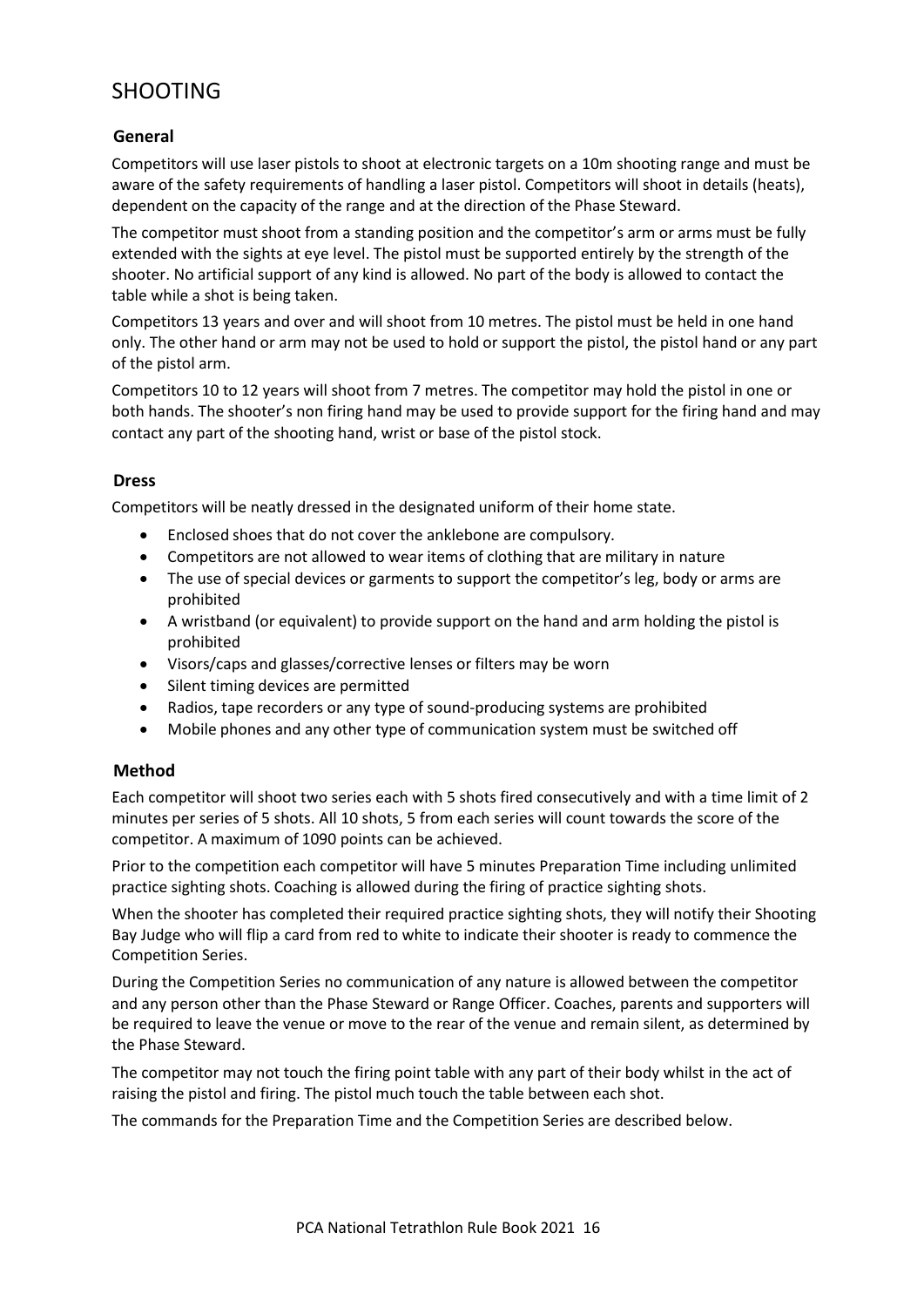# SHOOTING

### General

Competitors will use laser pistols to shoot at electronic targets on a 10m shooting range and must be aware of the safety requirements of handling a laser pistol. Competitors will shoot in details (heats), dependent on the capacity of the range and at the direction of the Phase Steward.

The competitor must shoot from a standing position and the competitor's arm or arms must be fully extended with the sights at eye level. The pistol must be supported entirely by the strength of the shooter. No artificial support of any kind is allowed. No part of the body is allowed to contact the table while a shot is being taken.

Competitors 13 years and over and will shoot from 10 metres. The pistol must be held in one hand only. The other hand or arm may not be used to hold or support the pistol, the pistol hand or any part of the pistol arm.

Competitors 10 to 12 years will shoot from 7 metres. The competitor may hold the pistol in one or both hands. The shooter's non firing hand may be used to provide support for the firing hand and may contact any part of the shooting hand, wrist or base of the pistol stock.

### Dress

Competitors will be neatly dressed in the designated uniform of their home state.

- Enclosed shoes that do not cover the anklebone are compulsory.
- Competitors are not allowed to wear items of clothing that are military in nature
- The use of special devices or garments to support the competitor's leg, body or arms are prohibited
- A wristband (or equivalent) to provide support on the hand and arm holding the pistol is prohibited
- Visors/caps and glasses/corrective lenses or filters may be worn
- Silent timing devices are permitted
- Radios, tape recorders or any type of sound-producing systems are prohibited
- Mobile phones and any other type of communication system must be switched off

### Method

Each competitor will shoot two series each with 5 shots fired consecutively and with a time limit of 2 minutes per series of 5 shots. All 10 shots, 5 from each series will count towards the score of the competitor. A maximum of 1090 points can be achieved.

Prior to the competition each competitor will have 5 minutes Preparation Time including unlimited practice sighting shots. Coaching is allowed during the firing of practice sighting shots.

When the shooter has completed their required practice sighting shots, they will notify their Shooting Bay Judge who will flip a card from red to white to indicate their shooter is ready to commence the Competition Series.

During the Competition Series no communication of any nature is allowed between the competitor and any person other than the Phase Steward or Range Officer. Coaches, parents and supporters will be required to leave the venue or move to the rear of the venue and remain silent, as determined by the Phase Steward.

The competitor may not touch the firing point table with any part of their body whilst in the act of raising the pistol and firing. The pistol much touch the table between each shot.

The commands for the Preparation Time and the Competition Series are described below.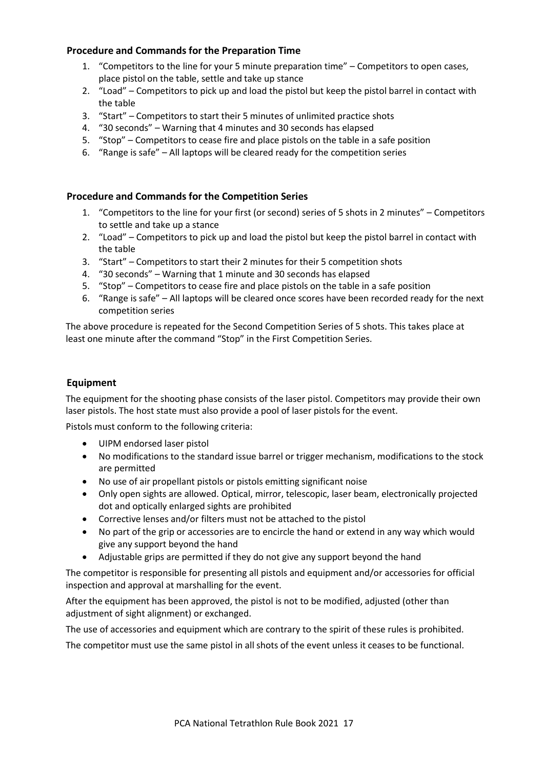### Procedure and Commands for the Preparation Time

1. "Competitors to the line for your 5 minute preparation time" – Competitors to open cases, place pistol on the table, settle and take up stance
2. "Load" – Competitors to pick up and load the pistol but keep the pistol barrel in contact with the table
3. "Start" – Competitors to start their 5 minutes of unlimited practice shots
4. "30 seconds" – Warning that 4 minutes and 30 seconds has elapsed
5. "Stop" – Competitors to cease fire and place pistols on the table in a safe position
6. "Range is safe" – All laptops will be cleared ready for the competition series

### Procedure and Commands for the Competition Series

1. "Competitors to the line for your first (or second) series of 5 shots in 2 minutes" – Competitors to settle and take up a stance
2. "Load" – Competitors to pick up and load the pistol but keep the pistol barrel in contact with the table
3. "Start" – Competitors to start their 2 minutes for their 5 competition shots
4. "30 seconds" – Warning that 1 minute and 30 seconds has elapsed
5. "Stop" – Competitors to cease fire and place pistols on the table in a safe position
6. "Range is safe" – All laptops will be cleared once scores have been recorded ready for the next competition series

The above procedure is repeated for the Second Competition Series of 5 shots. This takes place at least one minute after the command "Stop" in the First Competition Series.

### Equipment

The equipment for the shooting phase consists of the laser pistol. Competitors may provide their own laser pistols. The host state must also provide a pool of laser pistols for the event.

Pistols must conform to the following criteria:

- UIPM endorsed laser pistol
- No modifications to the standard issue barrel or trigger mechanism, modifications to the stock are permitted
- No use of air propellant pistols or pistols emitting significant noise
- Only open sights are allowed. Optical, mirror, telescopic, laser beam, electronically projected dot and optically enlarged sights are prohibited
- Corrective lenses and/or filters must not be attached to the pistol
- No part of the grip or accessories are to encircle the hand or extend in any way which would give any support beyond the hand
- Adjustable grips are permitted if they do not give any support beyond the hand

The competitor is responsible for presenting all pistols and equipment and/or accessories for official inspection and approval at marshalling for the event.

After the equipment has been approved, the pistol is not to be modified, adjusted (other than adjustment of sight alignment) or exchanged.

The use of accessories and equipment which are contrary to the spirit of these rules is prohibited.

The competitor must use the same pistol in all shots of the event unless it ceases to be functional.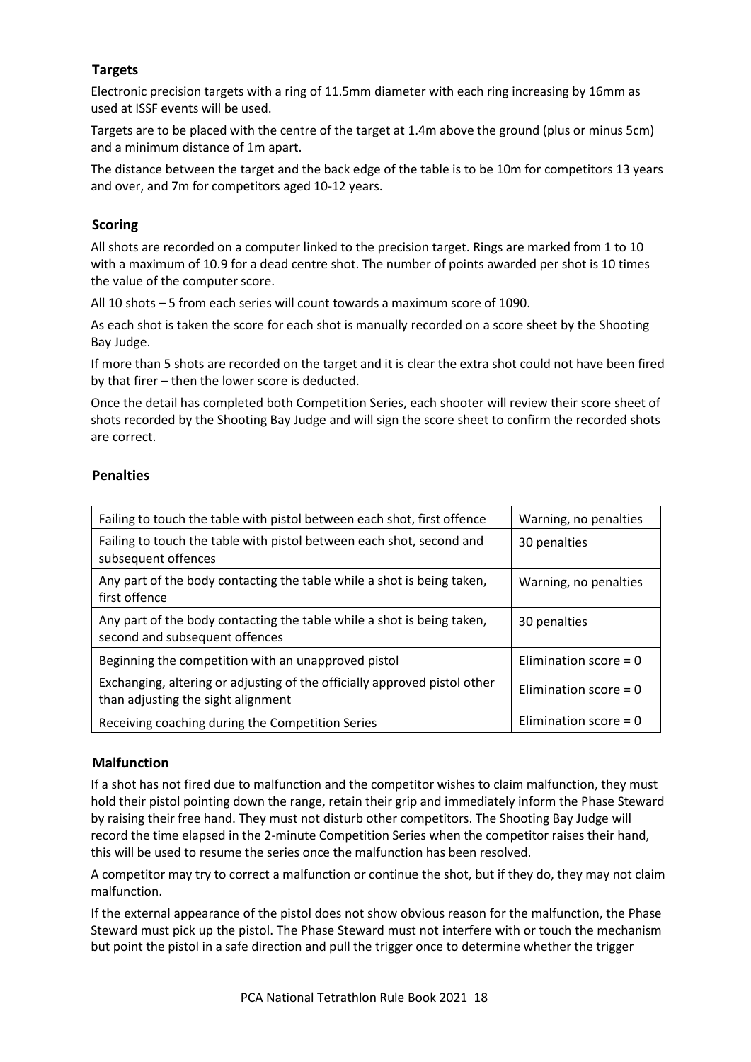## Targets

Electronic precision targets with a ring of 11.5mm diameter with each ring increasing by 16mm as used at ISSF events will be used.

Targets are to be placed with the centre of the target at 1.4m above the ground (plus or minus 5cm) and a minimum distance of 1m apart.

The distance between the target and the back edge of the table is to be 10m for competitors 13 years and over, and 7m for competitors aged 10-12 years.

## Scoring

All shots are recorded on a computer linked to the precision target. Rings are marked from 1 to 10 with a maximum of 10.9 for a dead centre shot. The number of points awarded per shot is 10 times the value of the computer score.

All 10 shots – 5 from each series will count towards a maximum score of 1090.

As each shot is taken the score for each shot is manually recorded on a score sheet by the Shooting Bay Judge.

If more than 5 shots are recorded on the target and it is clear the extra shot could not have been fired by that firer – then the lower score is deducted.

Once the detail has completed both Competition Series, each shooter will review their score sheet of shots recorded by the Shooting Bay Judge and will sign the score sheet to confirm the recorded shots are correct.

## Penalties

| Offence | Penalty |
|---|---|
| Failing to touch the table with pistol between each shot, first offence | Warning, no penalties |
| Failing to touch the table with pistol between each shot, second and subsequent offences | 30 penalties |
| Any part of the body contacting the table while a shot is being taken, first offence | Warning, no penalties |
| Any part of the body contacting the table while a shot is being taken, second and subsequent offences | 30 penalties |
| Beginning the competition with an unapproved pistol | Elimination score = 0 |
| Exchanging, altering or adjusting of the officially approved pistol other than adjusting the sight alignment | Elimination score = 0 |
| Receiving coaching during the Competition Series | Elimination score = 0 |

## Malfunction

If a shot has not fired due to malfunction and the competitor wishes to claim malfunction, they must hold their pistol pointing down the range, retain their grip and immediately inform the Phase Steward by raising their free hand. They must not disturb other competitors. The Shooting Bay Judge will record the time elapsed in the 2-minute Competition Series when the competitor raises their hand, this will be used to resume the series once the malfunction has been resolved.

A competitor may try to correct a malfunction or continue the shot, but if they do, they may not claim malfunction.

If the external appearance of the pistol does not show obvious reason for the malfunction, the Phase Steward must pick up the pistol. The Phase Steward must not interfere with or touch the mechanism but point the pistol in a safe direction and pull the trigger once to determine whether the trigger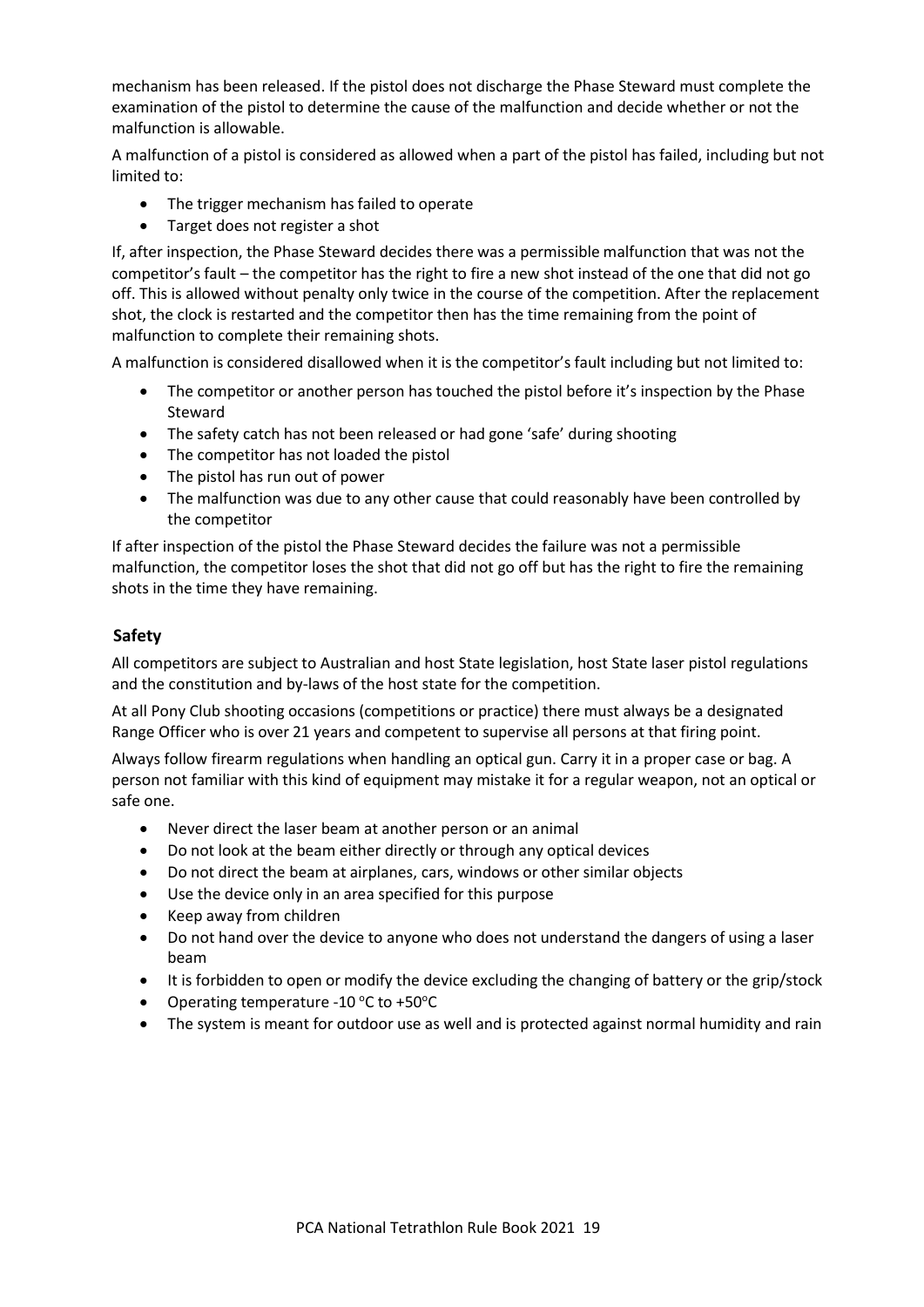mechanism has been released. If the pistol does not discharge the Phase Steward must complete the examination of the pistol to determine the cause of the malfunction and decide whether or not the malfunction is allowable.

A malfunction of a pistol is considered as allowed when a part of the pistol has failed, including but not limited to:

- The trigger mechanism has failed to operate
- Target does not register a shot

If, after inspection, the Phase Steward decides there was a permissible malfunction that was not the competitor's fault – the competitor has the right to fire a new shot instead of the one that did not go off. This is allowed without penalty only twice in the course of the competition. After the replacement shot, the clock is restarted and the competitor then has the time remaining from the point of malfunction to complete their remaining shots.

A malfunction is considered disallowed when it is the competitor's fault including but not limited to:

- The competitor or another person has touched the pistol before it's inspection by the Phase Steward
- The safety catch has not been released or had gone 'safe' during shooting
- The competitor has not loaded the pistol
- The pistol has run out of power
- The malfunction was due to any other cause that could reasonably have been controlled by the competitor

If after inspection of the pistol the Phase Steward decides the failure was not a permissible malfunction, the competitor loses the shot that did not go off but has the right to fire the remaining shots in the time they have remaining.

## Safety

All competitors are subject to Australian and host State legislation, host State laser pistol regulations and the constitution and by-laws of the host state for the competition.

At all Pony Club shooting occasions (competitions or practice) there must always be a designated Range Officer who is over 21 years and competent to supervise all persons at that firing point.

Always follow firearm regulations when handling an optical gun. Carry it in a proper case or bag. A person not familiar with this kind of equipment may mistake it for a regular weapon, not an optical or safe one.

- Never direct the laser beam at another person or an animal
- Do not look at the beam either directly or through any optical devices
- Do not direct the beam at airplanes, cars, windows or other similar objects
- Use the device only in an area specified for this purpose
- Keep away from children
- Do not hand over the device to anyone who does not understand the dangers of using a laser beam
- It is forbidden to open or modify the device excluding the changing of battery or the grip/stock
- Operating temperature -10 °C to +50°C
- The system is meant for outdoor use as well and is protected against normal humidity and rain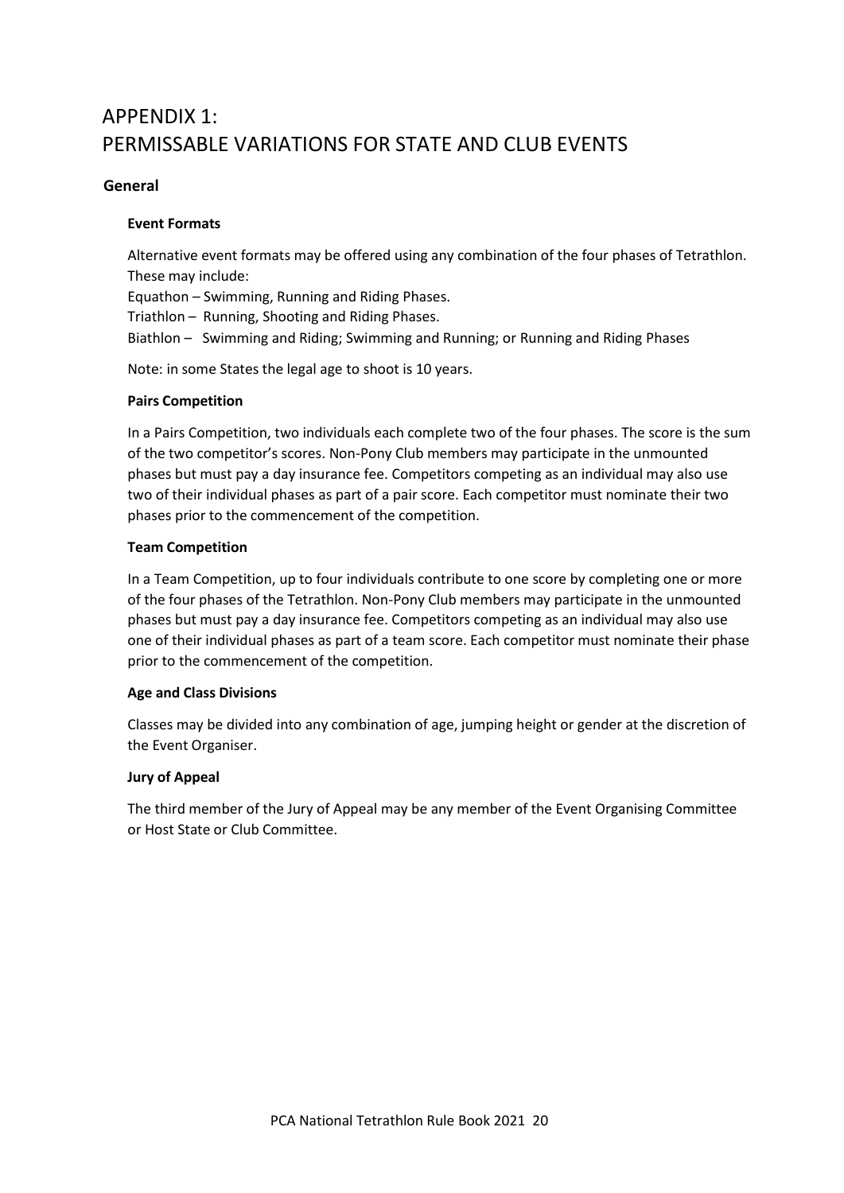# APPENDIX 1:
# PERMISSABLE VARIATIONS FOR STATE AND CLUB EVENTS

## General

### Event Formats

Alternative event formats may be offered using any combination of the four phases of Tetrathlon. These may include:

Equathon – Swimming, Running and Riding Phases.

Triathlon – Running, Shooting and Riding Phases.

Biathlon – Swimming and Riding; Swimming and Running; or Running and Riding Phases

Note: in some States the legal age to shoot is 10 years.

### Pairs Competition

In a Pairs Competition, two individuals each complete two of the four phases. The score is the sum of the two competitor's scores. Non-Pony Club members may participate in the unmounted phases but must pay a day insurance fee. Competitors competing as an individual may also use two of their individual phases as part of a pair score. Each competitor must nominate their two phases prior to the commencement of the competition.

### Team Competition

In a Team Competition, up to four individuals contribute to one score by completing one or more of the four phases of the Tetrathlon. Non-Pony Club members may participate in the unmounted phases but must pay a day insurance fee. Competitors competing as an individual may also use one of their individual phases as part of a team score. Each competitor must nominate their phase prior to the commencement of the competition.

### Age and Class Divisions

Classes may be divided into any combination of age, jumping height or gender at the discretion of the Event Organiser.

### Jury of Appeal

The third member of the Jury of Appeal may be any member of the Event Organising Committee or Host State or Club Committee.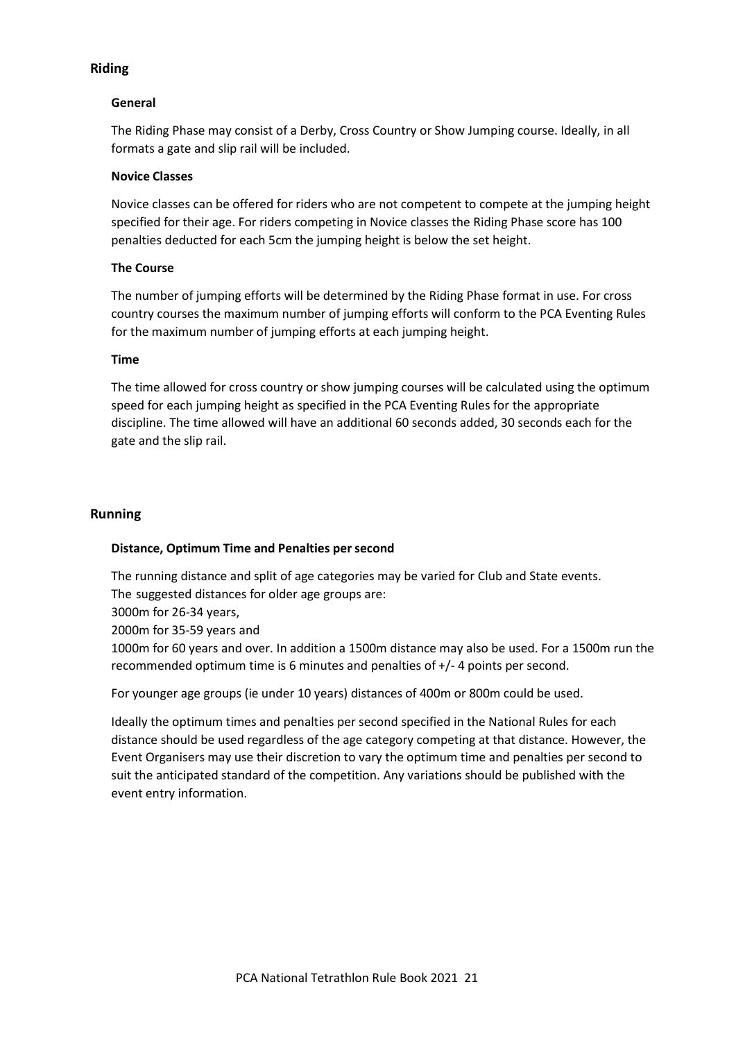## Riding

### General

The Riding Phase may consist of a Derby, Cross Country or Show Jumping course. Ideally, in all formats a gate and slip rail will be included.

### Novice Classes

Novice classes can be offered for riders who are not competent to compete at the jumping height specified for their age. For riders competing in Novice classes the Riding Phase score has 100 penalties deducted for each 5cm the jumping height is below the set height.

### The Course

The number of jumping efforts will be determined by the Riding Phase format in use. For cross country courses the maximum number of jumping efforts will conform to the PCA Eventing Rules for the maximum number of jumping efforts at each jumping height.

### Time

The time allowed for cross country or show jumping courses will be calculated using the optimum speed for each jumping height as specified in the PCA Eventing Rules for the appropriate discipline. The time allowed will have an additional 60 seconds added, 30 seconds each for the gate and the slip rail.

## Running

### Distance, Optimum Time and Penalties per second

The running distance and split of age categories may be varied for Club and State events.
The suggested distances for older age groups are:
3000m for 26-34 years,
2000m for 35-59 years and
1000m for 60 years and over. In addition a 1500m distance may also be used. For a 1500m run the recommended optimum time is 6 minutes and penalties of +/- 4 points per second.

For younger age groups (ie under 10 years) distances of 400m or 800m could be used.

Ideally the optimum times and penalties per second specified in the National Rules for each distance should be used regardless of the age category competing at that distance. However, the Event Organisers may use their discretion to vary the optimum time and penalties per second to suit the anticipated standard of the competition. Any variations should be published with the event entry information.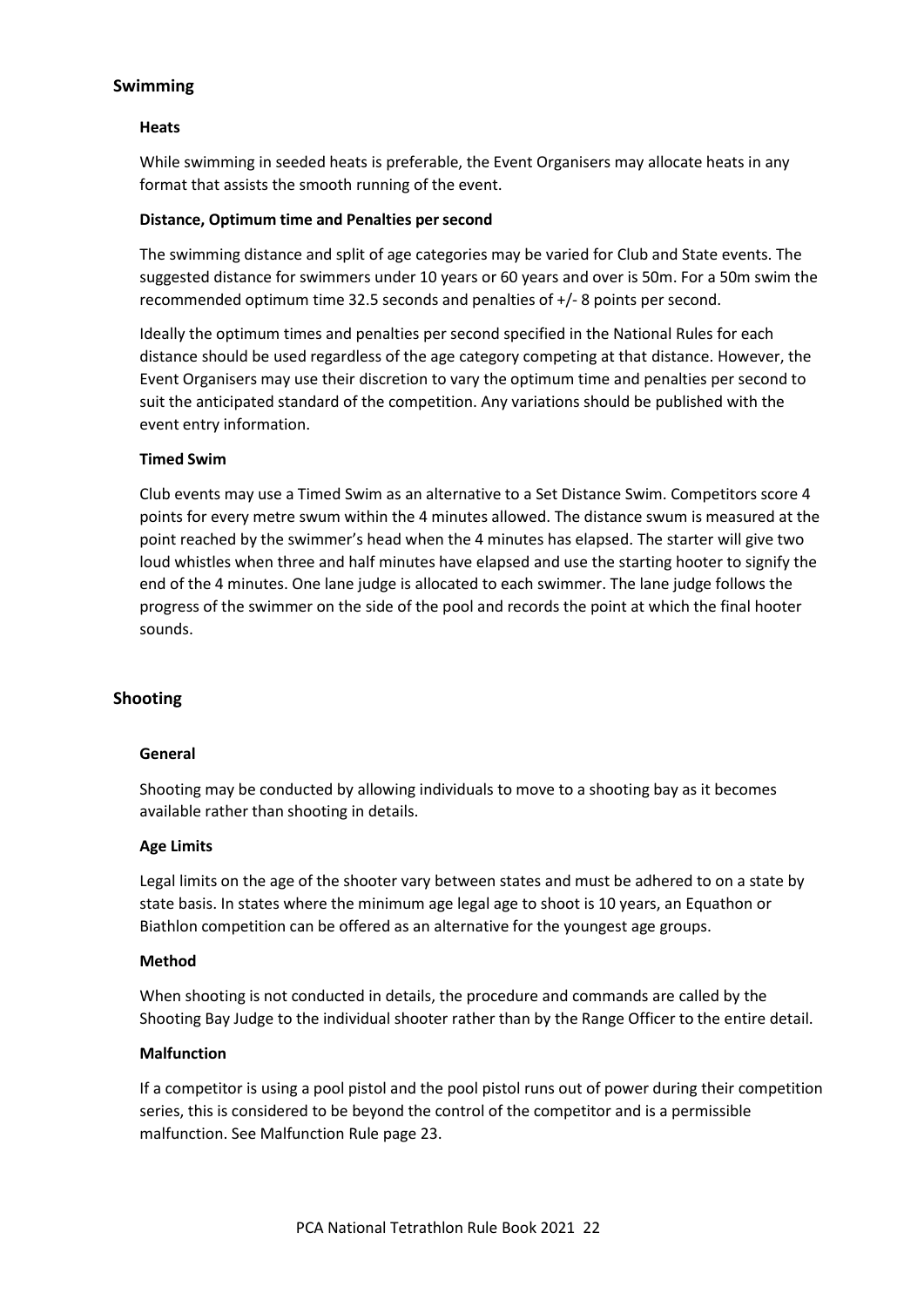## Swimming

### Heats

While swimming in seeded heats is preferable, the Event Organisers may allocate heats in any format that assists the smooth running of the event.

### Distance, Optimum time and Penalties per second

The swimming distance and split of age categories may be varied for Club and State events. The suggested distance for swimmers under 10 years or 60 years and over is 50m. For a 50m swim the recommended optimum time 32.5 seconds and penalties of +/- 8 points per second.

Ideally the optimum times and penalties per second specified in the National Rules for each distance should be used regardless of the age category competing at that distance. However, the Event Organisers may use their discretion to vary the optimum time and penalties per second to suit the anticipated standard of the competition. Any variations should be published with the event entry information.

### Timed Swim

Club events may use a Timed Swim as an alternative to a Set Distance Swim. Competitors score 4 points for every metre swum within the 4 minutes allowed. The distance swum is measured at the point reached by the swimmer's head when the 4 minutes has elapsed. The starter will give two loud whistles when three and half minutes have elapsed and use the starting hooter to signify the end of the 4 minutes. One lane judge is allocated to each swimmer. The lane judge follows the progress of the swimmer on the side of the pool and records the point at which the final hooter sounds.

## Shooting

### General

Shooting may be conducted by allowing individuals to move to a shooting bay as it becomes available rather than shooting in details.

### Age Limits

Legal limits on the age of the shooter vary between states and must be adhered to on a state by state basis. In states where the minimum age legal age to shoot is 10 years, an Equathon or Biathlon competition can be offered as an alternative for the youngest age groups.

### Method

When shooting is not conducted in details, the procedure and commands are called by the Shooting Bay Judge to the individual shooter rather than by the Range Officer to the entire detail.

### Malfunction

If a competitor is using a pool pistol and the pool pistol runs out of power during their competition series, this is considered to be beyond the control of the competitor and is a permissible malfunction. See Malfunction Rule page 23.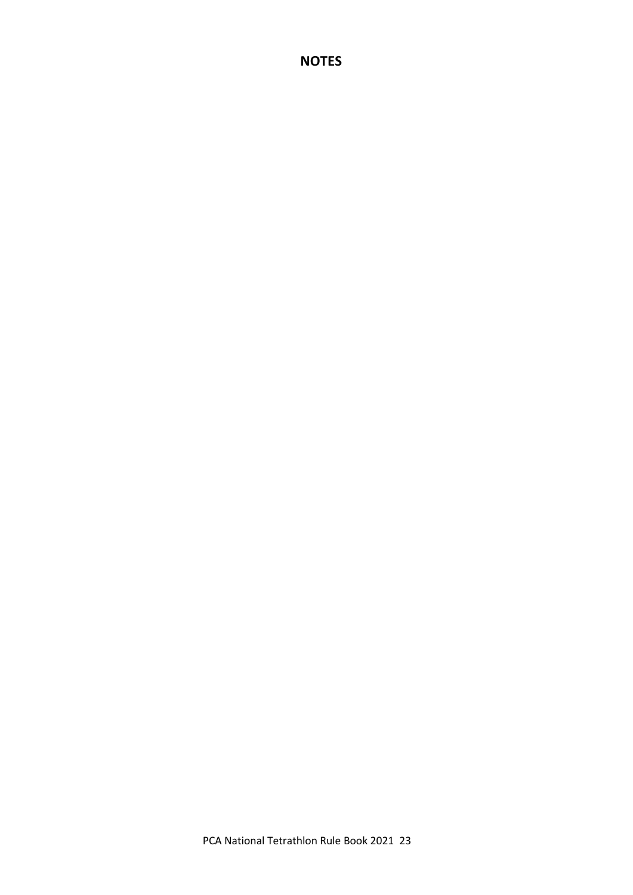# NOTES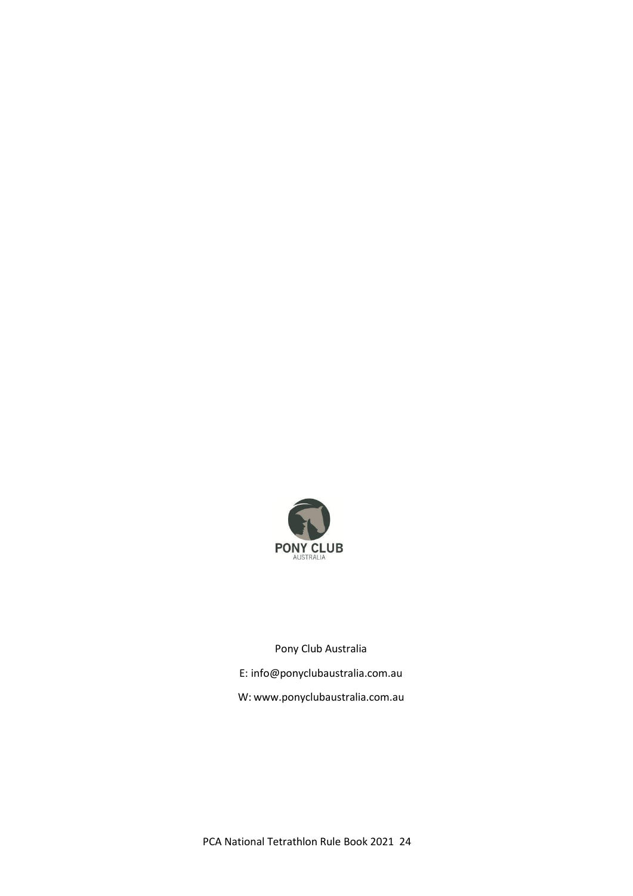PONY CLUB
AUSTRALIA

Pony Club Australia

E: info@ponyclubaustralia.com.au

W: www.ponyclubaustralia.com.au